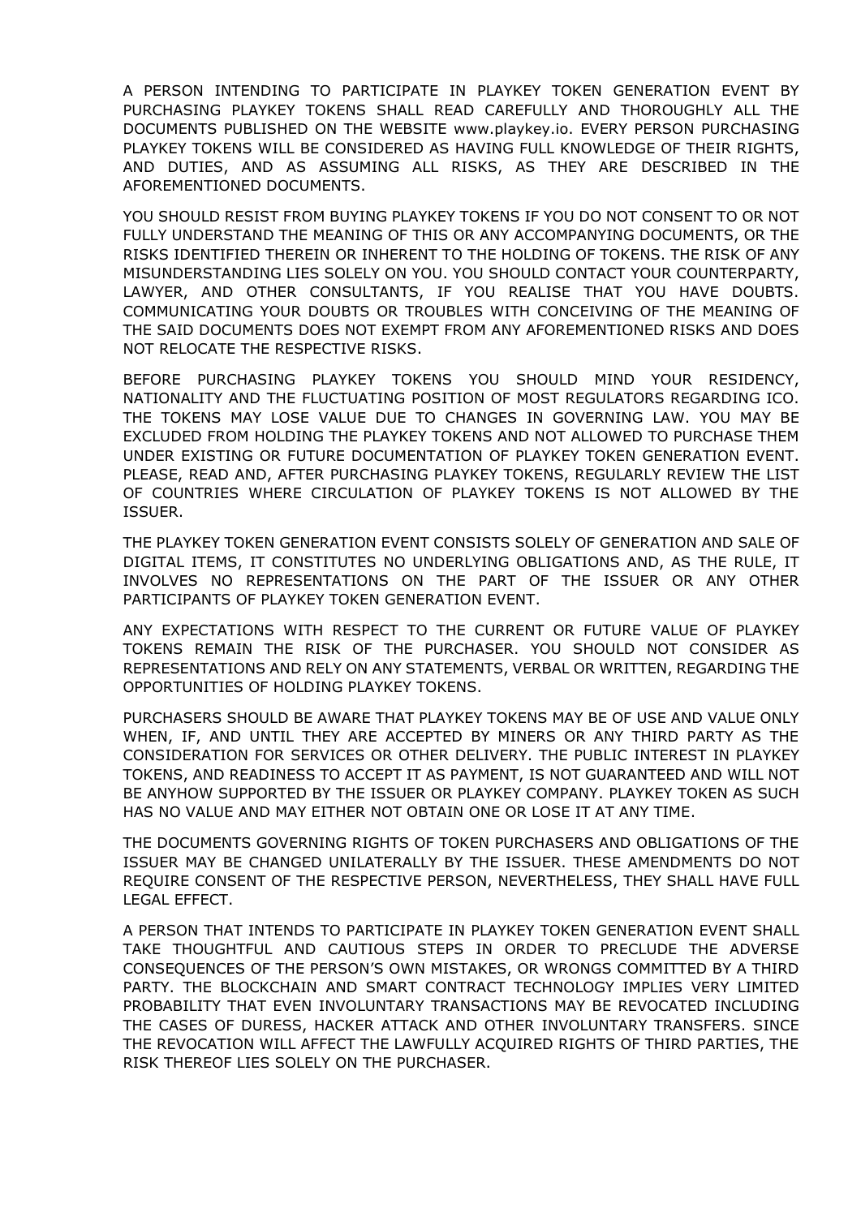A PERSON INTENDING TO PARTICIPATE IN PLAYKEY TOKEN GENERATION EVENT BY PURCHASING PLAYKEY TOKENS SHALL READ CAREFULLY AND THOROUGHLY ALL THE DOCUMENTS PUBLISHED ON THE WEBSITE www.playkey.io. EVERY PERSON PURCHASING PLAYKEY TOKENS WILL BE CONSIDERED AS HAVING FULL KNOWLEDGE OF THEIR RIGHTS, AND DUTIES, AND AS ASSUMING ALL RISKS, AS THEY ARE DESCRIBED IN THE AFOREMENTIONED DOCUMENTS.

YOU SHOULD RESIST FROM BUYING PLAYKEY TOKENS IF YOU DO NOT CONSENT TO OR NOT FULLY UNDERSTAND THE MEANING OF THIS OR ANY ACCOMPANYING DOCUMENTS, OR THE RISKS IDENTIFIED THEREIN OR INHERENT TO THE HOLDING OF TOKENS. THE RISK OF ANY MISUNDERSTANDING LIES SOLELY ON YOU. YOU SHOULD CONTACT YOUR COUNTERPARTY, LAWYER, AND OTHER CONSULTANTS, IF YOU REALISE THAT YOU HAVE DOUBTS. COMMUNICATING YOUR DOUBTS OR TROUBLES WITH CONCEIVING OF THE MEANING OF THE SAID DOCUMENTS DOES NOT EXEMPT FROM ANY AFOREMENTIONED RISKS AND DOES NOT RELOCATE THE RESPECTIVE RISKS.

BEFORE PURCHASING PLAYKEY TOKENS YOU SHOULD MIND YOUR RESIDENCY, NATIONALITY AND THE FLUCTUATING POSITION OF MOST REGULATORS REGARDING ICO. THE TOKENS MAY LOSE VALUE DUE TO CHANGES IN GOVERNING LAW. YOU MAY BE EXCLUDED FROM HOLDING THE PLAYKEY TOKENS AND NOT ALLOWED TO PURCHASE THEM UNDER EXISTING OR FUTURE DOCUMENTATION OF PLAYKEY TOKEN GENERATION EVENT. PLEASE, READ AND, AFTER PURCHASING PLAYKEY TOKENS, REGULARLY REVIEW THE LIST OF COUNTRIES WHERE CIRCULATION OF PLAYKEY TOKENS IS NOT ALLOWED BY THE ISSUER.

THE PLAYKEY TOKEN GENERATION EVENT CONSISTS SOLELY OF GENERATION AND SALE OF DIGITAL ITEMS, IT CONSTITUTES NO UNDERLYING OBLIGATIONS AND, AS THE RULE, IT INVOLVES NO REPRESENTATIONS ON THE PART OF THE ISSUER OR ANY OTHER PARTICIPANTS OF PLAYKEY TOKEN GENERATION EVENT.

ANY EXPECTATIONS WITH RESPECT TO THE CURRENT OR FUTURE VALUE OF PLAYKEY TOKENS REMAIN THE RISK OF THE PURCHASER. YOU SHOULD NOT CONSIDER AS REPRESENTATIONS AND RELY ON ANY STATEMENTS, VERBAL OR WRITTEN, REGARDING THE OPPORTUNITIES OF HOLDING PLAYKEY TOKENS.

PURCHASERS SHOULD BE AWARE THAT PLAYKEY TOKENS MAY BE OF USE AND VALUE ONLY WHEN, IF, AND UNTIL THEY ARE ACCEPTED BY MINERS OR ANY THIRD PARTY AS THE CONSIDERATION FOR SERVICES OR OTHER DELIVERY. THE PUBLIC INTEREST IN PLAYKEY TOKENS, AND READINESS TO ACCEPT IT AS PAYMENT, IS NOT GUARANTEED AND WILL NOT BE ANYHOW SUPPORTED BY THE ISSUER OR PLAYKEY COMPANY. PLAYKEY TOKEN AS SUCH HAS NO VALUE AND MAY EITHER NOT OBTAIN ONE OR LOSE IT AT ANY TIME.

THE DOCUMENTS GOVERNING RIGHTS OF TOKEN PURCHASERS AND OBLIGATIONS OF THE ISSUER MAY BE CHANGED UNILATERALLY BY THE ISSUER. THESE AMENDMENTS DO NOT REQUIRE CONSENT OF THE RESPECTIVE PERSON, NEVERTHELESS, THEY SHALL HAVE FULL LEGAL EFFECT.

A PERSON THAT INTENDS TO PARTICIPATE IN PLAYKEY TOKEN GENERATION EVENT SHALL TAKE THOUGHTFUL AND CAUTIOUS STEPS IN ORDER TO PRECLUDE THE ADVERSE CONSEQUENCES OF THE PERSON'S OWN MISTAKES, OR WRONGS COMMITTED BY A THIRD PARTY. THE BLOCKCHAIN AND SMART CONTRACT TECHNOLOGY IMPLIES VERY LIMITED PROBABILITY THAT EVEN INVOLUNTARY TRANSACTIONS MAY BE REVOCATED INCLUDING THE CASES OF DURESS, HACKER ATTACK AND OTHER INVOLUNTARY TRANSFERS. SINCE THE REVOCATION WILL AFFECT THE LAWFULLY ACQUIRED RIGHTS OF THIRD PARTIES, THE RISK THEREOF LIES SOLELY ON THE PURCHASER.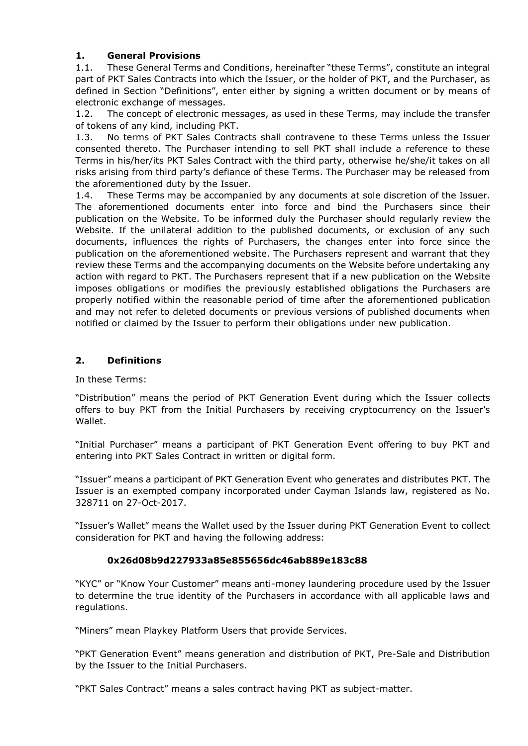## 1. General Provisions

1.1. These General Terms and Conditions, hereinafter "these Terms", constitute an integral part of PKT Sales Contracts into which the Issuer, or the holder of PKT, and the Purchaser, as defined in Section "Definitions", enter either by signing a written document or by means of electronic exchange of messages.

1.2. The concept of electronic messages, as used in these Terms, may include the transfer of tokens of any kind, including PKT.

1.3. No terms of PKT Sales Contracts shall contravene to these Terms unless the Issuer consented thereto. The Purchaser intending to sell PKT shall include a reference to these Terms in his/her/its PKT Sales Contract with the third party, otherwise he/she/it takes on all risks arising from third party's defiance of these Terms. The Purchaser may be released from the aforementioned duty by the Issuer.

1.4. These Terms may be accompanied by any documents at sole discretion of the Issuer. The aforementioned documents enter into force and bind the Purchasers since their publication on the Website. To be informed duly the Purchaser should regularly review the Website. If the unilateral addition to the published documents, or exclusion of any such documents, influences the rights of Purchasers, the changes enter into force since the publication on the aforementioned website. The Purchasers represent and warrant that they review these Terms and the accompanying documents on the Website before undertaking any action with regard to PKT. The Purchasers represent that if a new publication on the Website imposes obligations or modifies the previously established obligations the Purchasers are properly notified within the reasonable period of time after the aforementioned publication and may not refer to deleted documents or previous versions of published documents when notified or claimed by the Issuer to perform their obligations under new publication.

## 2. Definitions

In these Terms:

"Distribution" means the period of PKT Generation Event during which the Issuer collects offers to buy PKT from the Initial Purchasers by receiving cryptocurrency on the Issuer's Wallet.

"Initial Purchaser" means a participant of PKT Generation Event offering to buy PKT and entering into PKT Sales Contract in written or digital form.

"Issuer" means a participant of PKT Generation Event who generates and distributes PKT. The Issuer is an exempted company incorporated under Cayman Islands law, registered as No. 328711 on 27-Oct-2017.

"Issuer's Wallet" means the Wallet used by the Issuer during PKT Generation Event to collect consideration for PKT and having the following address:

**0x26d08b9d227933a85e855656dc46ab889e183c88**

"KYC" or "Know Your Customer" means anti-money laundering procedure used by the Issuer to determine the true identity of the Purchasers in accordance with all applicable laws and regulations.

"Miners" mean Playkey Platform Users that provide Services.

"PKT Generation Event" means generation and distribution of PKT, Pre-Sale and Distribution by the Issuer to the Initial Purchasers.

"PKT Sales Contract" means a sales contract having PKT as subject-matter.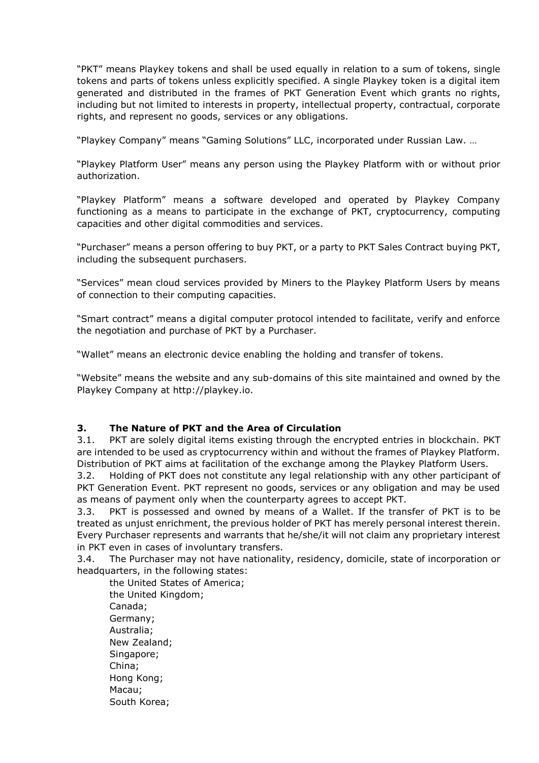"PKT" means Playkey tokens and shall be used equally in relation to a sum of tokens, single tokens and parts of tokens unless explicitly specified. A single Playkey token is a digital item generated and distributed in the frames of PKT Generation Event which grants no rights, including but not limited to interests in property, intellectual property, contractual, corporate rights, and represent no goods, services or any obligations.

"Playkey Company" means "Gaming Solutions" LLC, incorporated under Russian Law. …

"Playkey Platform User" means any person using the Playkey Platform with or without prior authorization.

"Playkey Platform" means a software developed and operated by Playkey Company functioning as a means to participate in the exchange of PKT, cryptocurrency, computing capacities and other digital commodities and services.

"Purchaser" means a person offering to buy PKT, or a party to PKT Sales Contract buying PKT, including the subsequent purchasers.

"Services" mean cloud services provided by Miners to the Playkey Platform Users by means of connection to their computing capacities.

"Smart contract" means a digital computer protocol intended to facilitate, verify and enforce the negotiation and purchase of PKT by a Purchaser.

"Wallet" means an electronic device enabling the holding and transfer of tokens.

"Website" means the website and any sub-domains of this site maintained and owned by the Playkey Company at http://playkey.io.

## 3. The Nature of PKT and the Area of Circulation

3.1. PKT are solely digital items existing through the encrypted entries in blockchain. PKT are intended to be used as cryptocurrency within and without the frames of Playkey Platform. Distribution of PKT aims at facilitation of the exchange among the Playkey Platform Users.

3.2. Holding of PKT does not constitute any legal relationship with any other participant of PKT Generation Event. PKT represent no goods, services or any obligation and may be used as means of payment only when the counterparty agrees to accept PKT.

3.3. PKT is possessed and owned by means of a Wallet. If the transfer of PKT is to be treated as unjust enrichment, the previous holder of PKT has merely personal interest therein. Every Purchaser represents and warrants that he/she/it will not claim any proprietary interest in PKT even in cases of involuntary transfers.

3.4. The Purchaser may not have nationality, residency, domicile, state of incorporation or headquarters, in the following states:

- the United States of America;
- the United Kingdom;
- Canada;
- Germany;
- Australia;
- New Zealand;
- Singapore;
- China;
- Hong Kong;
- Macau;
- South Korea;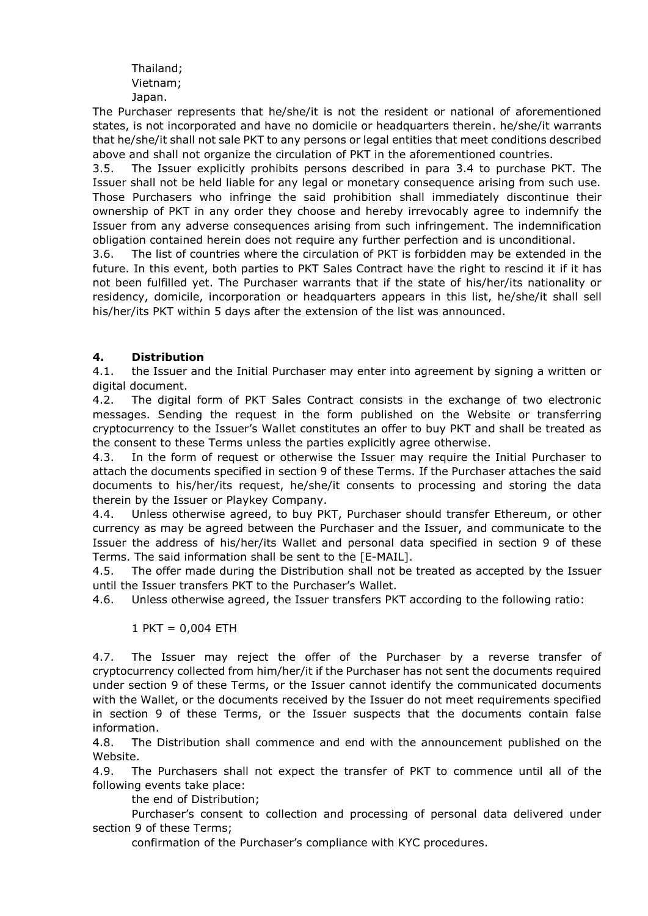Thailand;
Vietnam;
Japan.

The Purchaser represents that he/she/it is not the resident or national of aforementioned states, is not incorporated and have no domicile or headquarters therein. he/she/it warrants that he/she/it shall not sale PKT to any persons or legal entities that meet conditions described above and shall not organize the circulation of PKT in the aforementioned countries.

3.5. The Issuer explicitly prohibits persons described in para 3.4 to purchase PKT. The Issuer shall not be held liable for any legal or monetary consequence arising from such use. Those Purchasers who infringe the said prohibition shall immediately discontinue their ownership of PKT in any order they choose and hereby irrevocably agree to indemnify the Issuer from any adverse consequences arising from such infringement. The indemnification obligation contained herein does not require any further perfection and is unconditional.

3.6. The list of countries where the circulation of PKT is forbidden may be extended in the future. In this event, both parties to PKT Sales Contract have the right to rescind it if it has not been fulfilled yet. The Purchaser warrants that if the state of his/her/its nationality or residency, domicile, incorporation or headquarters appears in this list, he/she/it shall sell his/her/its PKT within 5 days after the extension of the list was announced.

## 4. Distribution

4.1. the Issuer and the Initial Purchaser may enter into agreement by signing a written or digital document.

4.2. The digital form of PKT Sales Contract consists in the exchange of two electronic messages. Sending the request in the form published on the Website or transferring cryptocurrency to the Issuer's Wallet constitutes an offer to buy PKT and shall be treated as the consent to these Terms unless the parties explicitly agree otherwise.

4.3. In the form of request or otherwise the Issuer may require the Initial Purchaser to attach the documents specified in section 9 of these Terms. If the Purchaser attaches the said documents to his/her/its request, he/she/it consents to processing and storing the data therein by the Issuer or Playkey Company.

4.4. Unless otherwise agreed, to buy PKT, Purchaser should transfer Ethereum, or other currency as may be agreed between the Purchaser and the Issuer, and communicate to the Issuer the address of his/her/its Wallet and personal data specified in section 9 of these Terms. The said information shall be sent to the [E-MAIL].

4.5. The offer made during the Distribution shall not be treated as accepted by the Issuer until the Issuer transfers PKT to the Purchaser's Wallet.

4.6. Unless otherwise agreed, the Issuer transfers PKT according to the following ratio:

1 PKT = 0,004 ETH

4.7. The Issuer may reject the offer of the Purchaser by a reverse transfer of cryptocurrency collected from him/her/it if the Purchaser has not sent the documents required under section 9 of these Terms, or the Issuer cannot identify the communicated documents with the Wallet, or the documents received by the Issuer do not meet requirements specified in section 9 of these Terms, or the Issuer suspects that the documents contain false information.

4.8. The Distribution shall commence and end with the announcement published on the Website.

4.9. The Purchasers shall not expect the transfer of PKT to commence until all of the following events take place:

the end of Distribution;

Purchaser's consent to collection and processing of personal data delivered under section 9 of these Terms;

confirmation of the Purchaser's compliance with KYC procedures.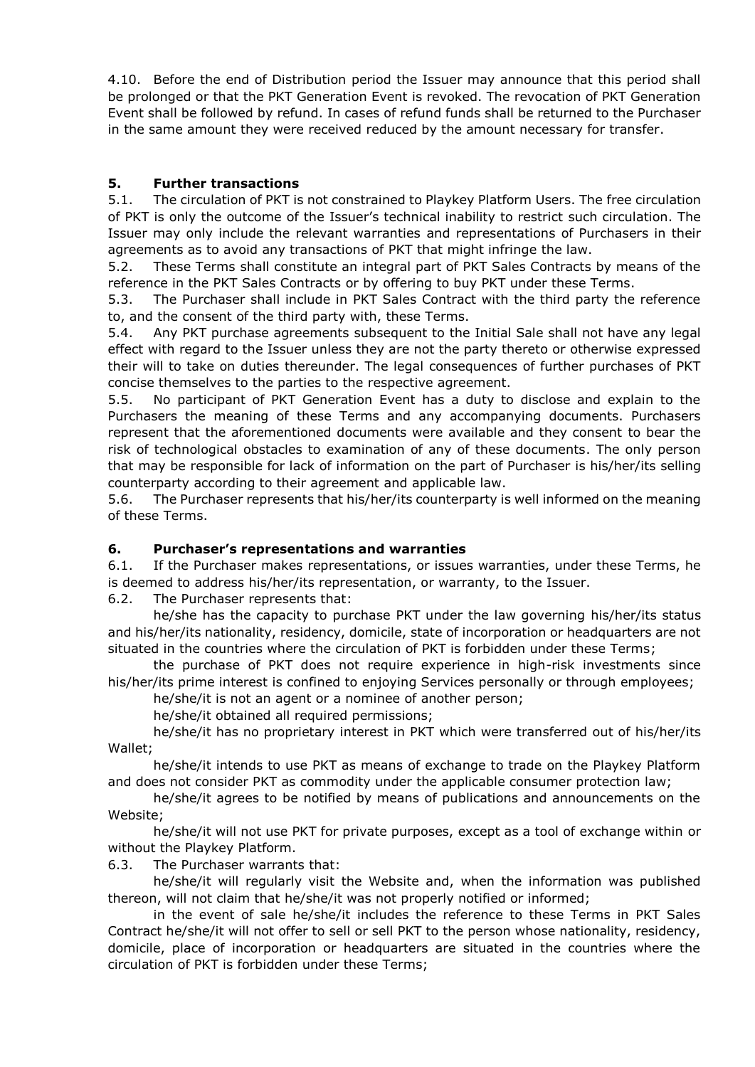4.10. Before the end of Distribution period the Issuer may announce that this period shall be prolonged or that the PKT Generation Event is revoked. The revocation of PKT Generation Event shall be followed by refund. In cases of refund funds shall be returned to the Purchaser in the same amount they were received reduced by the amount necessary for transfer.

## 5. Further transactions

5.1. The circulation of PKT is not constrained to Playkey Platform Users. The free circulation of PKT is only the outcome of the Issuer's technical inability to restrict such circulation. The Issuer may only include the relevant warranties and representations of Purchasers in their agreements as to avoid any transactions of PKT that might infringe the law.

5.2. These Terms shall constitute an integral part of PKT Sales Contracts by means of the reference in the PKT Sales Contracts or by offering to buy PKT under these Terms.

5.3. The Purchaser shall include in PKT Sales Contract with the third party the reference to, and the consent of the third party with, these Terms.

5.4. Any PKT purchase agreements subsequent to the Initial Sale shall not have any legal effect with regard to the Issuer unless they are not the party thereto or otherwise expressed their will to take on duties thereunder. The legal consequences of further purchases of PKT concise themselves to the parties to the respective agreement.

5.5. No participant of PKT Generation Event has a duty to disclose and explain to the Purchasers the meaning of these Terms and any accompanying documents. Purchasers represent that the aforementioned documents were available and they consent to bear the risk of technological obstacles to examination of any of these documents. The only person that may be responsible for lack of information on the part of Purchaser is his/her/its selling counterparty according to their agreement and applicable law.

5.6. The Purchaser represents that his/her/its counterparty is well informed on the meaning of these Terms.

## 6. Purchaser's representations and warranties

6.1. If the Purchaser makes representations, or issues warranties, under these Terms, he is deemed to address his/her/its representation, or warranty, to the Issuer.

6.2. The Purchaser represents that:

he/she has the capacity to purchase PKT under the law governing his/her/its status and his/her/its nationality, residency, domicile, state of incorporation or headquarters are not situated in the countries where the circulation of PKT is forbidden under these Terms;

the purchase of PKT does not require experience in high-risk investments since his/her/its prime interest is confined to enjoying Services personally or through employees;

he/she/it is not an agent or a nominee of another person;

he/she/it obtained all required permissions;

he/she/it has no proprietary interest in PKT which were transferred out of his/her/its Wallet;

he/she/it intends to use PKT as means of exchange to trade on the Playkey Platform and does not consider PKT as commodity under the applicable consumer protection law;

he/she/it agrees to be notified by means of publications and announcements on the Website;

he/she/it will not use PKT for private purposes, except as a tool of exchange within or without the Playkey Platform.

6.3. The Purchaser warrants that:

he/she/it will regularly visit the Website and, when the information was published thereon, will not claim that he/she/it was not properly notified or informed;

in the event of sale he/she/it includes the reference to these Terms in PKT Sales Contract he/she/it will not offer to sell or sell PKT to the person whose nationality, residency, domicile, place of incorporation or headquarters are situated in the countries where the circulation of PKT is forbidden under these Terms;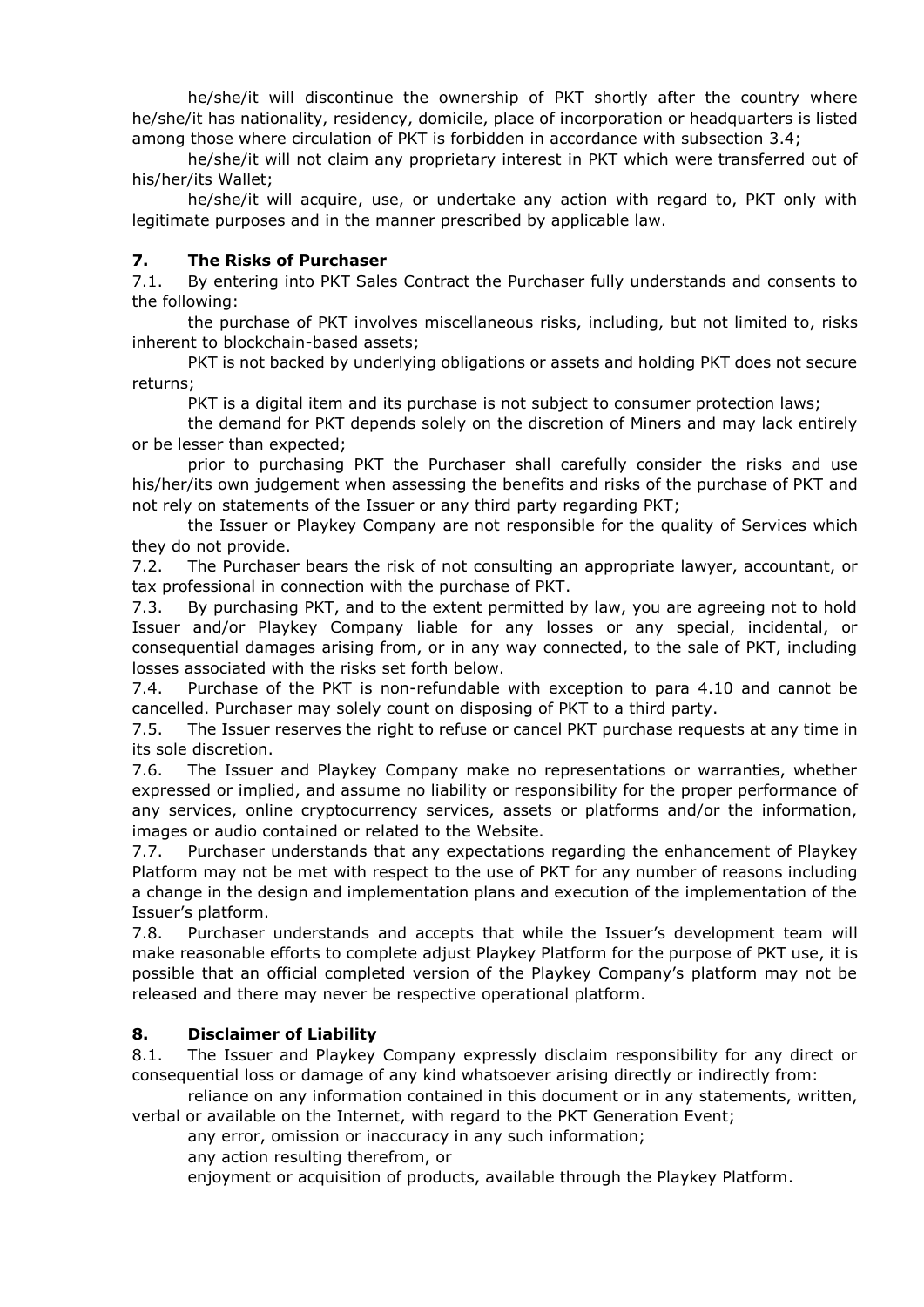he/she/it will discontinue the ownership of PKT shortly after the country where he/she/it has nationality, residency, domicile, place of incorporation or headquarters is listed among those where circulation of PKT is forbidden in accordance with subsection 3.4;

he/she/it will not claim any proprietary interest in PKT which were transferred out of his/her/its Wallet;

he/she/it will acquire, use, or undertake any action with regard to, PKT only with legitimate purposes and in the manner prescribed by applicable law.

## 7. The Risks of Purchaser

7.1. By entering into PKT Sales Contract the Purchaser fully understands and consents to the following:

the purchase of PKT involves miscellaneous risks, including, but not limited to, risks inherent to blockchain-based assets;

PKT is not backed by underlying obligations or assets and holding PKT does not secure returns;

PKT is a digital item and its purchase is not subject to consumer protection laws;

the demand for PKT depends solely on the discretion of Miners and may lack entirely or be lesser than expected;

prior to purchasing PKT the Purchaser shall carefully consider the risks and use his/her/its own judgement when assessing the benefits and risks of the purchase of PKT and not rely on statements of the Issuer or any third party regarding PKT;

the Issuer or Playkey Company are not responsible for the quality of Services which they do not provide.

7.2. The Purchaser bears the risk of not consulting an appropriate lawyer, accountant, or tax professional in connection with the purchase of PKT.

7.3. By purchasing PKT, and to the extent permitted by law, you are agreeing not to hold Issuer and/or Playkey Company liable for any losses or any special, incidental, or consequential damages arising from, or in any way connected, to the sale of PKT, including losses associated with the risks set forth below.

7.4. Purchase of the PKT is non-refundable with exception to para 4.10 and cannot be cancelled. Purchaser may solely count on disposing of PKT to a third party.

7.5. The Issuer reserves the right to refuse or cancel PKT purchase requests at any time in its sole discretion.

7.6. The Issuer and Playkey Company make no representations or warranties, whether expressed or implied, and assume no liability or responsibility for the proper performance of any services, online cryptocurrency services, assets or platforms and/or the information, images or audio contained or related to the Website.

7.7. Purchaser understands that any expectations regarding the enhancement of Playkey Platform may not be met with respect to the use of PKT for any number of reasons including a change in the design and implementation plans and execution of the implementation of the Issuer's platform.

7.8. Purchaser understands and accepts that while the Issuer's development team will make reasonable efforts to complete adjust Playkey Platform for the purpose of PKT use, it is possible that an official completed version of the Playkey Company's platform may not be released and there may never be respective operational platform.

## 8. Disclaimer of Liability

8.1. The Issuer and Playkey Company expressly disclaim responsibility for any direct or consequential loss or damage of any kind whatsoever arising directly or indirectly from:

reliance on any information contained in this document or in any statements, written, verbal or available on the Internet, with regard to the PKT Generation Event;

any error, omission or inaccuracy in any such information;

any action resulting therefrom, or

enjoyment or acquisition of products, available through the Playkey Platform.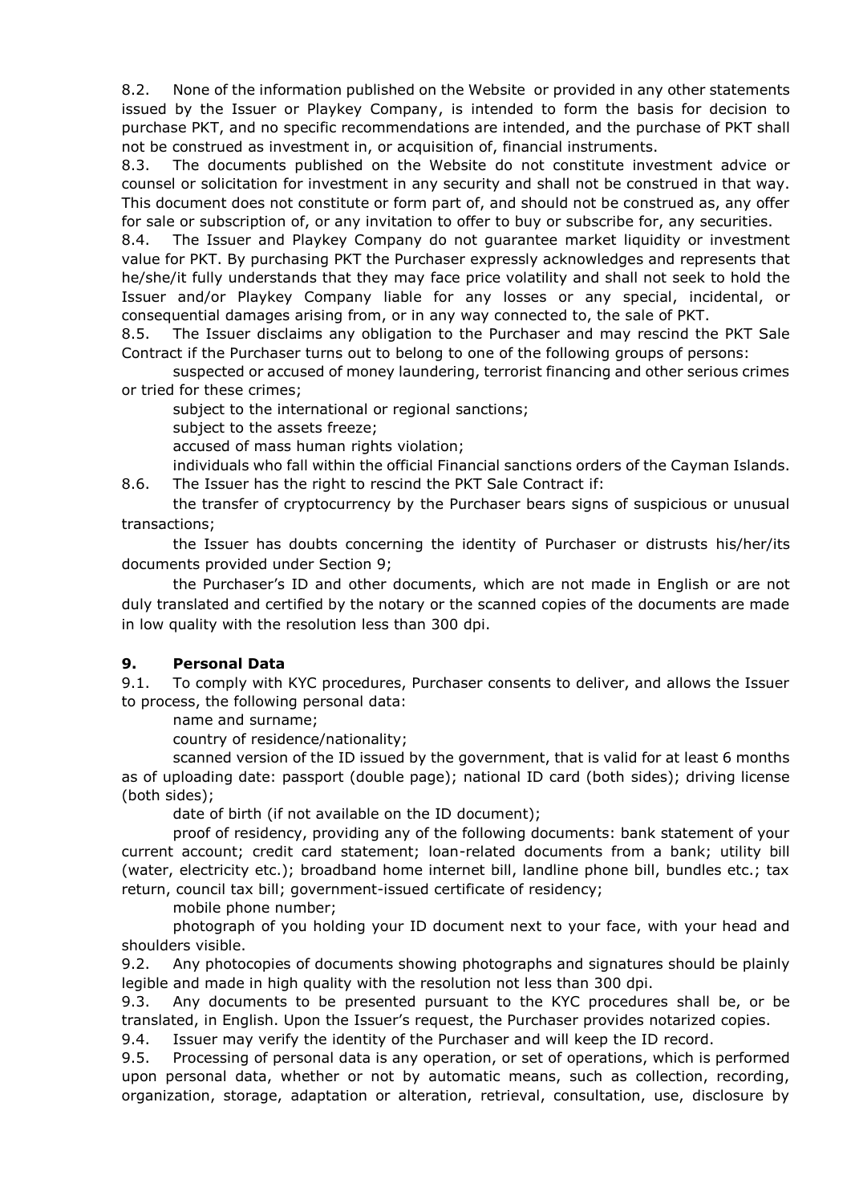8.2. None of the information published on the Website or provided in any other statements issued by the Issuer or Playkey Company, is intended to form the basis for decision to purchase PKT, and no specific recommendations are intended, and the purchase of PKT shall not be construed as investment in, or acquisition of, financial instruments.

8.3. The documents published on the Website do not constitute investment advice or counsel or solicitation for investment in any security and shall not be construed in that way. This document does not constitute or form part of, and should not be construed as, any offer for sale or subscription of, or any invitation to offer to buy or subscribe for, any securities.

8.4. The Issuer and Playkey Company do not guarantee market liquidity or investment value for PKT. By purchasing PKT the Purchaser expressly acknowledges and represents that he/she/it fully understands that they may face price volatility and shall not seek to hold the Issuer and/or Playkey Company liable for any losses or any special, incidental, or consequential damages arising from, or in any way connected to, the sale of PKT.

8.5. The Issuer disclaims any obligation to the Purchaser and may rescind the PKT Sale Contract if the Purchaser turns out to belong to one of the following groups of persons:

suspected or accused of money laundering, terrorist financing and other serious crimes or tried for these crimes;

subject to the international or regional sanctions;

subject to the assets freeze;

accused of mass human rights violation;

individuals who fall within the official Financial sanctions orders of the Cayman Islands.

8.6. The Issuer has the right to rescind the PKT Sale Contract if:

the transfer of cryptocurrency by the Purchaser bears signs of suspicious or unusual transactions;

the Issuer has doubts concerning the identity of Purchaser or distrusts his/her/its documents provided under Section 9;

the Purchaser's ID and other documents, which are not made in English or are not duly translated and certified by the notary or the scanned copies of the documents are made in low quality with the resolution less than 300 dpi.

## 9. Personal Data

9.1. To comply with KYC procedures, Purchaser consents to deliver, and allows the Issuer to process, the following personal data:

name and surname;

country of residence/nationality;

scanned version of the ID issued by the government, that is valid for at least 6 months as of uploading date: passport (double page); national ID card (both sides); driving license (both sides);

date of birth (if not available on the ID document);

proof of residency, providing any of the following documents: bank statement of your current account; credit card statement; loan-related documents from a bank; utility bill (water, electricity etc.); broadband home internet bill, landline phone bill, bundles etc.; tax return, council tax bill; government-issued certificate of residency;

mobile phone number;

photograph of you holding your ID document next to your face, with your head and shoulders visible.

9.2. Any photocopies of documents showing photographs and signatures should be plainly legible and made in high quality with the resolution not less than 300 dpi.

9.3. Any documents to be presented pursuant to the KYC procedures shall be, or be translated, in English. Upon the Issuer's request, the Purchaser provides notarized copies.

9.4. Issuer may verify the identity of the Purchaser and will keep the ID record.

9.5. Processing of personal data is any operation, or set of operations, which is performed upon personal data, whether or not by automatic means, such as collection, recording, organization, storage, adaptation or alteration, retrieval, consultation, use, disclosure by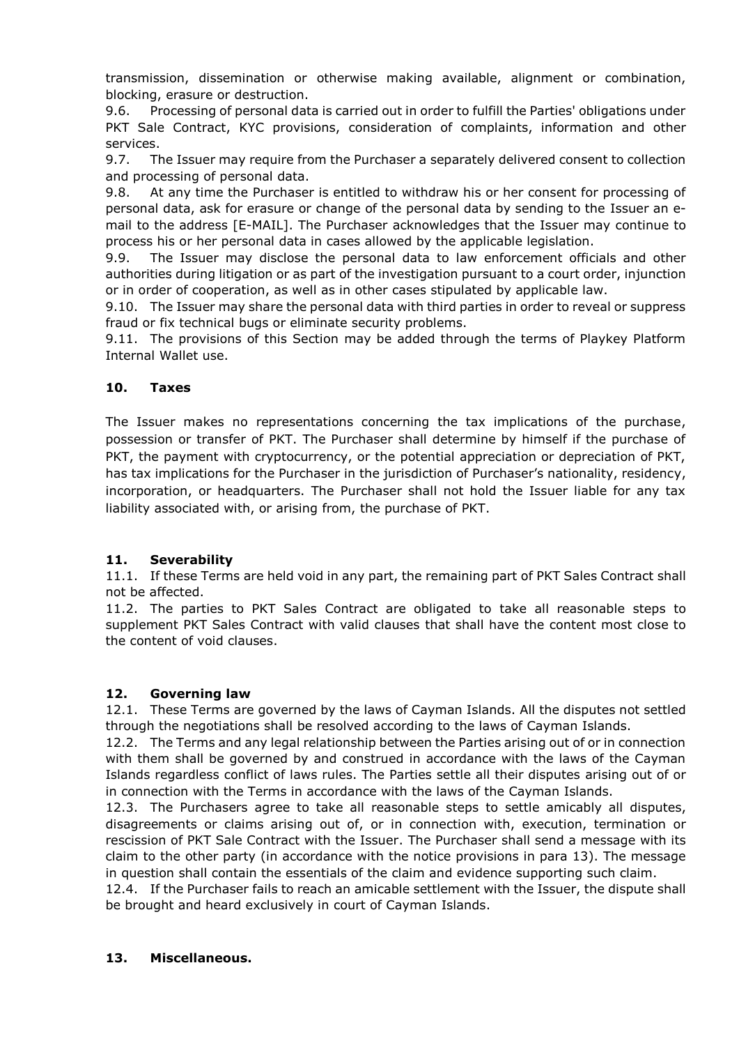transmission, dissemination or otherwise making available, alignment or combination, blocking, erasure or destruction.

9.6. Processing of personal data is carried out in order to fulfill the Parties' obligations under PKT Sale Contract, KYC provisions, consideration of complaints, information and other services.

9.7. The Issuer may require from the Purchaser a separately delivered consent to collection and processing of personal data.

9.8. At any time the Purchaser is entitled to withdraw his or her consent for processing of personal data, ask for erasure or change of the personal data by sending to the Issuer an e-mail to the address [E-MAIL]. The Purchaser acknowledges that the Issuer may continue to process his or her personal data in cases allowed by the applicable legislation.

9.9. The Issuer may disclose the personal data to law enforcement officials and other authorities during litigation or as part of the investigation pursuant to a court order, injunction or in order of cooperation, as well as in other cases stipulated by applicable law.

9.10. The Issuer may share the personal data with third parties in order to reveal or suppress fraud or fix technical bugs or eliminate security problems.

9.11. The provisions of this Section may be added through the terms of Playkey Platform Internal Wallet use.

## 10. Taxes

The Issuer makes no representations concerning the tax implications of the purchase, possession or transfer of PKT. The Purchaser shall determine by himself if the purchase of PKT, the payment with cryptocurrency, or the potential appreciation or depreciation of PKT, has tax implications for the Purchaser in the jurisdiction of Purchaser's nationality, residency, incorporation, or headquarters. The Purchaser shall not hold the Issuer liable for any tax liability associated with, or arising from, the purchase of PKT.

## 11. Severability

11.1. If these Terms are held void in any part, the remaining part of PKT Sales Contract shall not be affected.

11.2. The parties to PKT Sales Contract are obligated to take all reasonable steps to supplement PKT Sales Contract with valid clauses that shall have the content most close to the content of void clauses.

## 12. Governing law

12.1. These Terms are governed by the laws of Cayman Islands. All the disputes not settled through the negotiations shall be resolved according to the laws of Cayman Islands.

12.2. The Terms and any legal relationship between the Parties arising out of or in connection with them shall be governed by and construed in accordance with the laws of the Cayman Islands regardless conflict of laws rules. The Parties settle all their disputes arising out of or in connection with the Terms in accordance with the laws of the Cayman Islands.

12.3. The Purchasers agree to take all reasonable steps to settle amicably all disputes, disagreements or claims arising out of, or in connection with, execution, termination or rescission of PKT Sale Contract with the Issuer. The Purchaser shall send a message with its claim to the other party (in accordance with the notice provisions in para 13). The message in question shall contain the essentials of the claim and evidence supporting such claim.

12.4. If the Purchaser fails to reach an amicable settlement with the Issuer, the dispute shall be brought and heard exclusively in court of Cayman Islands.

## 13. Miscellaneous.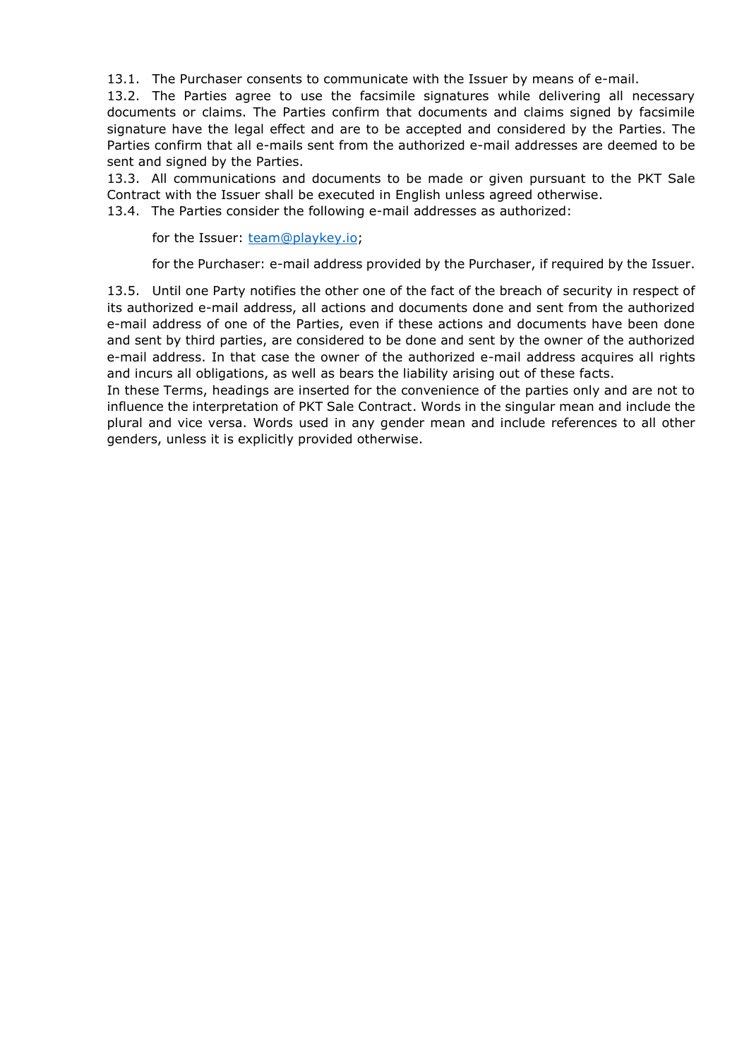13.1. The Purchaser consents to communicate with the Issuer by means of e-mail.

13.2. The Parties agree to use the facsimile signatures while delivering all necessary documents or claims. The Parties confirm that documents and claims signed by facsimile signature have the legal effect and are to be accepted and considered by the Parties. The Parties confirm that all e-mails sent from the authorized e-mail addresses are deemed to be sent and signed by the Parties.

13.3. All communications and documents to be made or given pursuant to the PKT Sale Contract with the Issuer shall be executed in English unless agreed otherwise.

13.4. The Parties consider the following e-mail addresses as authorized:

for the Issuer: team@playkey.io;

for the Purchaser: e-mail address provided by the Purchaser, if required by the Issuer.

13.5. Until one Party notifies the other one of the fact of the breach of security in respect of its authorized e-mail address, all actions and documents done and sent from the authorized e-mail address of one of the Parties, even if these actions and documents have been done and sent by third parties, are considered to be done and sent by the owner of the authorized e-mail address. In that case the owner of the authorized e-mail address acquires all rights and incurs all obligations, as well as bears the liability arising out of these facts.

In these Terms, headings are inserted for the convenience of the parties only and are not to influence the interpretation of PKT Sale Contract. Words in the singular mean and include the plural and vice versa. Words used in any gender mean and include references to all other genders, unless it is explicitly provided otherwise.